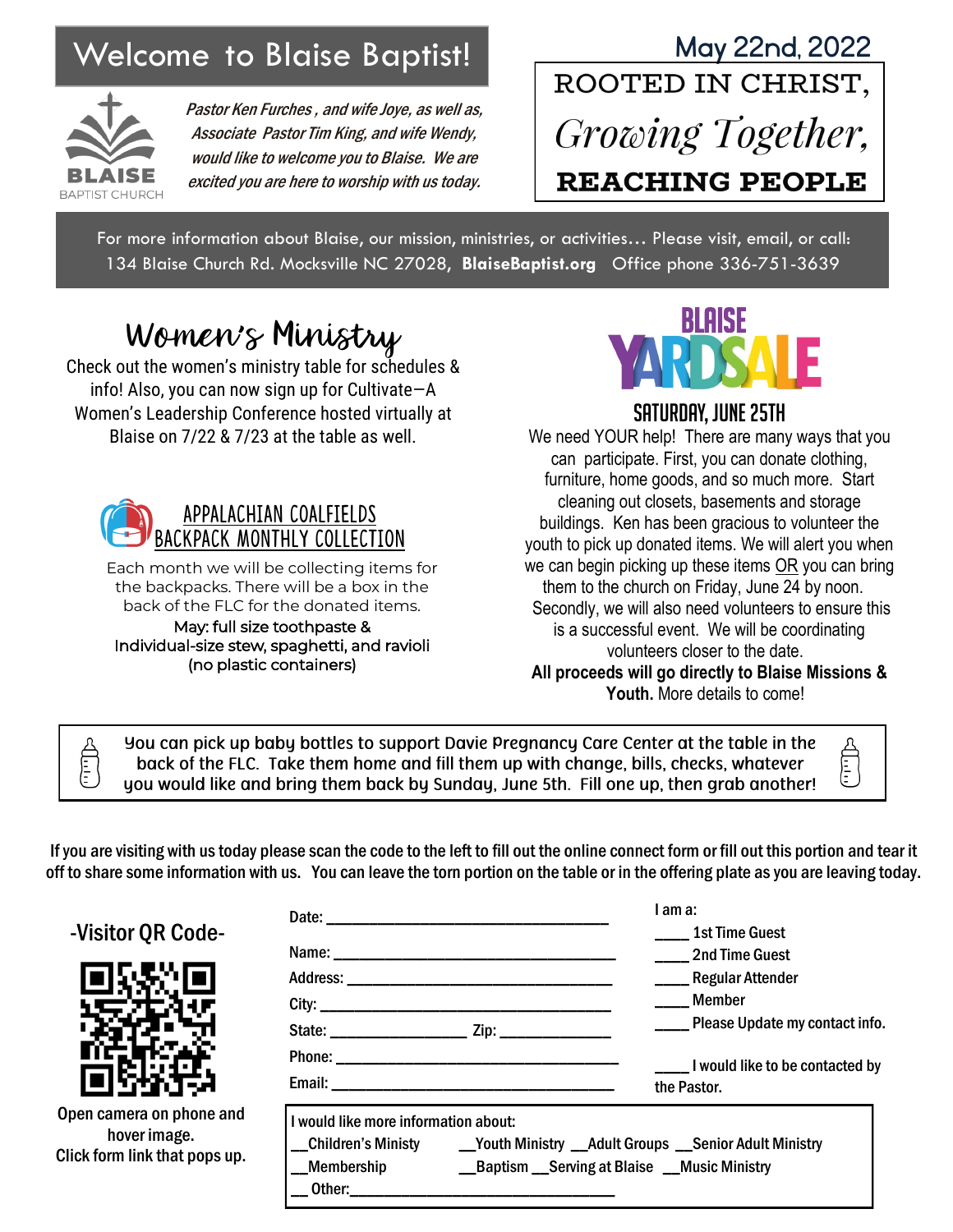# Welcome to Blaise Baptist!

BLAISE
BAPTIST CHURCH

*Pastor Ken Furches , and wife Joye, as well as, Associate Pastor Tim King, and wife Wendy, would like to welcome you to Blaise. We are excited you are here to worship with us today.*

May 22nd, 2022

ROOTED IN CHRIST,
*Growing Together,*
**REACHING PEOPLE**

For more information about Blaise, our mission, ministries, or activities… Please visit, email, or call:
134 Blaise Church Rd. Mocksville NC 27028, **BlaiseBaptist.org** Office phone 336-751-3639

## Women's Ministry

Check out the women's ministry table for schedules & info! Also, you can now sign up for Cultivate—A Women's Leadership Conference hosted virtually at Blaise on 7/22 & 7/23 at the table as well.

## APPALACHIAN COALFIELDS BACKPACK MONTHLY COLLECTION

Each month we will be collecting items for the backpacks. There will be a box in the back of the FLC for the donated items.

May: full size toothpaste &
Individual-size stew, spaghetti, and ravioli
(no plastic containers)

## BLAISE YARDSALE

### SATURDAY, JUNE 25TH

We need YOUR help! There are many ways that you can participate. First, you can donate clothing, furniture, home goods, and so much more. Start cleaning out closets, basements and storage buildings. Ken has been gracious to volunteer the youth to pick up donated items. We will alert you when we can begin picking up these items OR you can bring them to the church on Friday, June 24 by noon. Secondly, we will also need volunteers to ensure this is a successful event. We will be coordinating volunteers closer to the date.

**All proceeds will go directly to Blaise Missions & Youth.** More details to come!

You can pick up baby bottles to support Davie Pregnancy Care Center at the table in the back of the FLC. Take them home and fill them up with change, bills, checks, whatever you would like and bring them back by Sunday, June 5th. Fill one up, then grab another!

**If you are visiting with us today please scan the code to the left to fill out the online connect form or fill out this portion and tear it off to share some information with us. You can leave the torn portion on the table or in the offering plate as you are leaving today.**

-Visitor QR Code-

Open camera on phone and hover image. Click form link that pops up.

Date: ______________________

Name: ______________________

Address: ______________________

City: ______________________

State: __________ Zip: __________

Phone: ______________________

Email: ______________________

I am a:

____ 1st Time Guest
____ 2nd Time Guest
____ Regular Attender
____ Member
____ Please Update my contact info.

____ I would like to be contacted by the Pastor.

I would like more information about:

__Children's Ministy __Youth Ministry __Adult Groups __Senior Adult Ministry
__Membership __Baptism __Serving at Blaise __Music Ministry
__ Other:______________________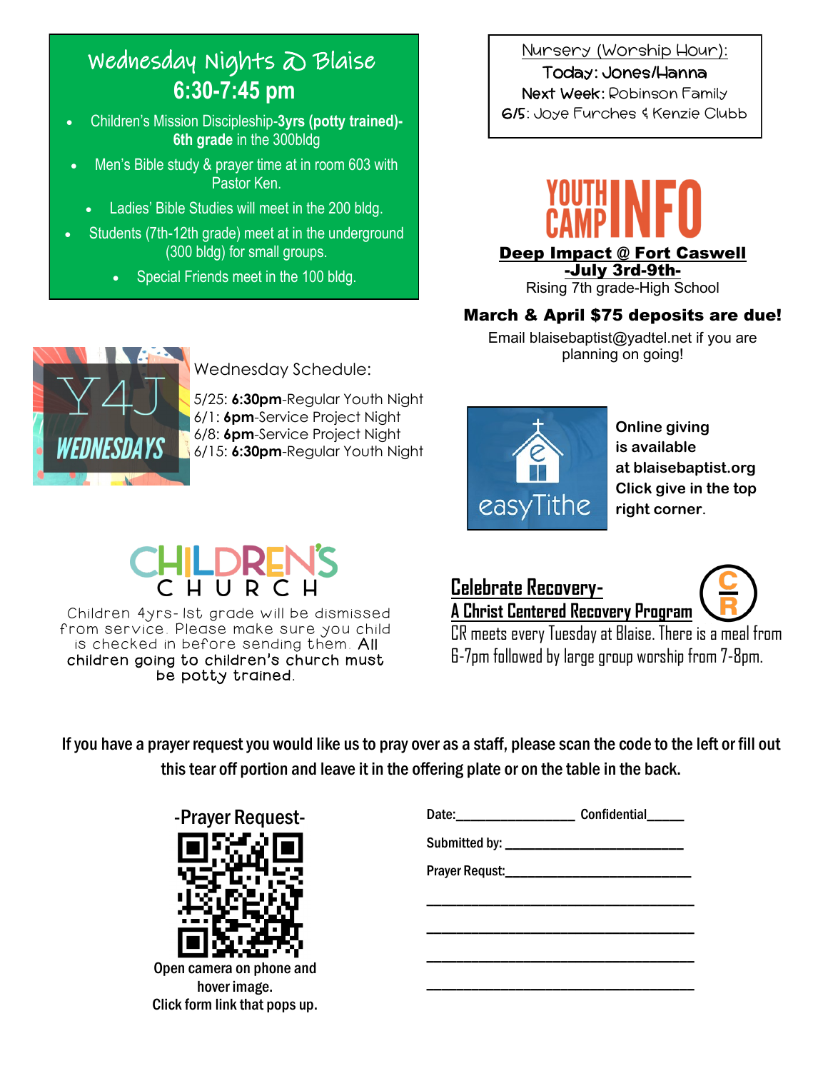## Wednesday Nights @ Blaise
## 6:30-7:45 pm

- Children's Mission Discipleship-**3yrs (potty trained)-6th grade** in the 300bldg
- Men's Bible study & prayer time at in room 603 with Pastor Ken.
- Ladies' Bible Studies will meet in the 200 bldg.
- Students (7th-12th grade) meet at in the underground (300 bldg) for small groups.
- Special Friends meet in the 100 bldg.

Nursery (Worship Hour):
Today: Jones/Hanna
Next Week: Robinson Family
6/5: Joye Furches & Kenzie Clubb

## YOUTH CAMP INFO

**Deep Impact @ Fort Caswell**
**-July 3rd-9th-**
Rising 7th grade-High School

**March & April $75 deposits are due!**

Email blaisebaptist@yadtel.net if you are planning on going!

Y4J WEDNESDAYS

Wednesday Schedule:

5/25: **6:30pm**-Regular Youth Night
6/1: **6pm**-Service Project Night
6/8: **6pm**-Service Project Night
6/15: **6:30pm**-Regular Youth Night

easyTithe

**Online giving is available at blaisebaptist.org Click give in the top right corner.**

## CHILDREN'S CHURCH

Children 4yrs- 1st grade will be dismissed from service. Please make sure you child is checked in before sending them. All children going to children's church must be potty trained.

## Celebrate Recovery-
### A Christ Centered Recovery Program

CR meets every Tuesday at Blaise. There is a meal from 6-7pm followed by large group worship from 7-8pm.

**If you have a prayer request you would like us to pray over as a staff, please scan the code to the left or fill out this tear off portion and leave it in the offering plate or on the table in the back.**

-Prayer Request-

Open camera on phone and hover image.
Click form link that pops up.

Date:________________ Confidential_____

Submitted by: ________________________

Prayer Requst:_________________________

___________________________________

___________________________________

___________________________________

___________________________________